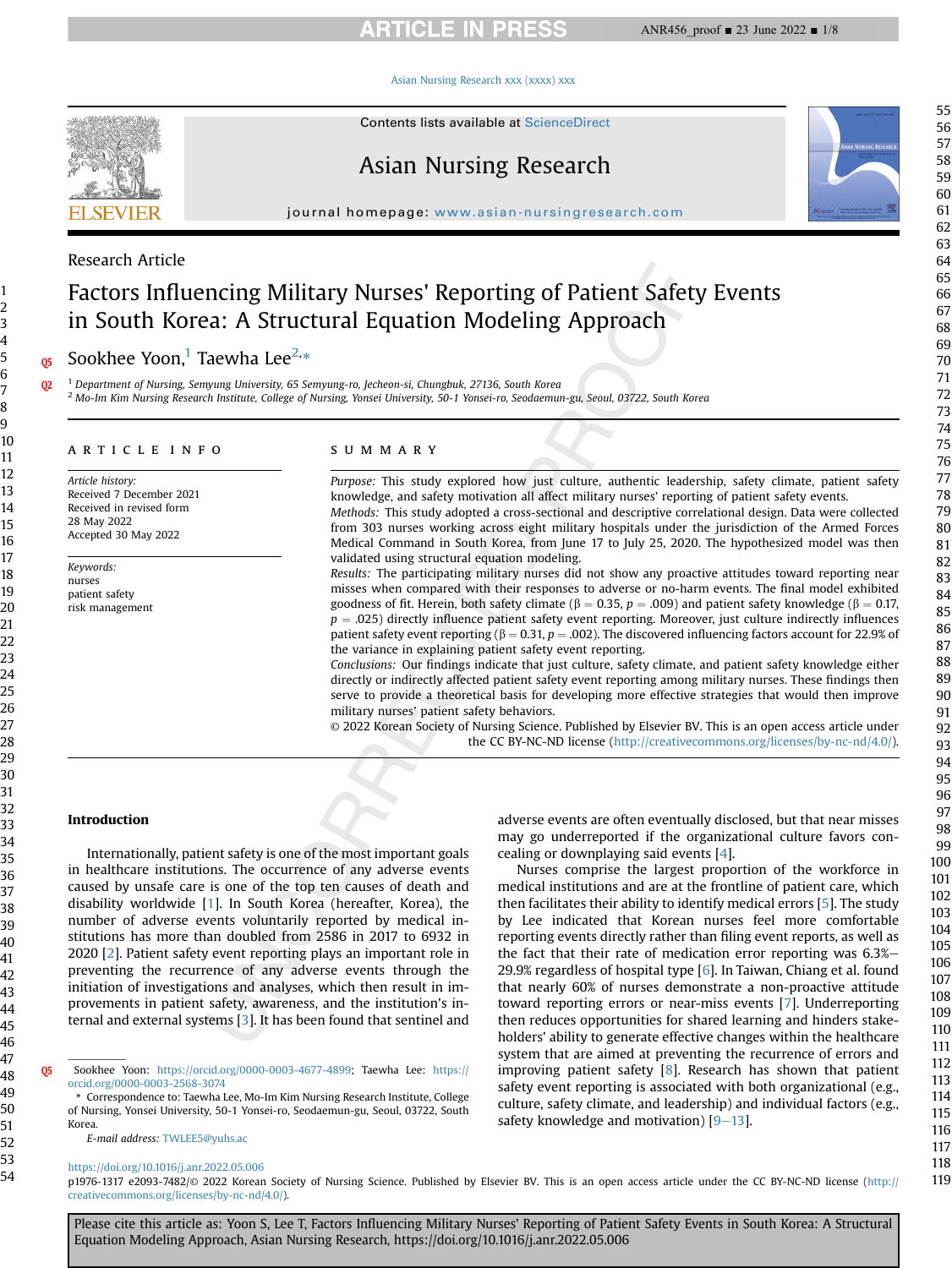Research Article

# Factors Influencing Military Nurses' Reporting of Patient Safety Events in South Korea: A Structural Equation Modeling Approach

Sookhee Yoon,[1] Taewha Lee[2,*]

[1] Department of Nursing, Semyung University, 65 Semyung-ro, Jecheon-si, Chungbuk, 27136, South Korea
[2] Mo-Im Kim Nursing Research Institute, College of Nursing, Yonsei University, 50-1 Yonsei-ro, Seodaemun-gu, Seoul, 03722, South Korea

## ARTICLE INFO

*Article history:*
Received 7 December 2021
Received in revised form
28 May 2022
Accepted 30 May 2022

*Keywords:*
nurses
patient safety
risk management

## SUMMARY

*Purpose:* This study explored how just culture, authentic leadership, safety climate, patient safety knowledge, and safety motivation all affect military nurses' reporting of patient safety events.

*Methods:* This study adopted a cross-sectional and descriptive correlational design. Data were collected from 303 nurses working across eight military hospitals under the jurisdiction of the Armed Forces Medical Command in South Korea, from June 17 to July 25, 2020. The hypothesized model was then validated using structural equation modeling.

*Results:* The participating military nurses did not show any proactive attitudes toward reporting near misses when compared with their responses to adverse or no-harm events. The final model exhibited goodness of fit. Herein, both safety climate ($\beta = 0.35$, $p = .009$) and patient safety knowledge ($\beta = 0.17$, $p = .025$) directly influence patient safety event reporting. Moreover, just culture indirectly influences patient safety event reporting ($\beta = 0.31$, $p = .002$). The discovered influencing factors account for 22.9% of the variance in explaining patient safety event reporting.

*Conclusions:* Our findings indicate that just culture, safety climate, and patient safety knowledge either directly or indirectly affected patient safety event reporting among military nurses. These findings then serve to provide a theoretical basis for developing more effective strategies that would then improve military nurses' patient safety behaviors.

© 2022 Korean Society of Nursing Science. Published by Elsevier BV. This is an open access article under the CC BY-NC-ND license (http://creativecommons.org/licenses/by-nc-nd/4.0/).

## Introduction

Internationally, patient safety is one of the most important goals in healthcare institutions. The occurrence of any adverse events caused by unsafe care is one of the top ten causes of death and disability worldwide [1]. In South Korea (hereafter, Korea), the number of adverse events voluntarily reported by medical institutions has more than doubled from 2586 in 2017 to 6932 in 2020 [2]. Patient safety event reporting plays an important role in preventing the recurrence of any adverse events through the initiation of investigations and analyses, which then result in improvements in patient safety, awareness, and the institution's internal and external systems [3]. It has been found that sentinel and adverse events are often eventually disclosed, but that near misses may go underreported if the organizational culture favors concealing or downplaying said events [4].

Nurses comprise the largest proportion of the workforce in medical institutions and are at the frontline of patient care, which then facilitates their ability to identify medical errors [5]. The study by Lee indicated that Korean nurses feel more comfortable reporting events directly rather than filing event reports, as well as the fact that their rate of medication error reporting was 6.3%–29.9% regardless of hospital type [6]. In Taiwan, Chiang et al. found that nearly 60% of nurses demonstrate a non-proactive attitude toward reporting errors or near-miss events [7]. Underreporting then reduces opportunities for shared learning and hinders stakeholders' ability to generate effective changes within the healthcare system that are aimed at preventing the recurrence of errors and improving patient safety [8]. Research has shown that patient safety event reporting is associated with both organizational (e.g., culture, safety climate, and leadership) and individual factors (e.g., safety knowledge and motivation) [9–13].

Sookhee Yoon: https://orcid.org/0000-0003-4677-4899; Taewha Lee: https://orcid.org/0000-0003-2568-3074

\* Correspondence to: Taewha Lee, Mo-Im Kim Nursing Research Institute, College of Nursing, Yonsei University, 50-1 Yonsei-ro, Seodaemun-gu, Seoul, 03722, South Korea.

E-mail address: TWLEE5@yuhs.ac

https://doi.org/10.1016/j.anr.2022.05.006
p1976-1317 e2093-7482/© 2022 Korean Society of Nursing Science. Published by Elsevier BV. This is an open access article under the CC BY-NC-ND license (http://creativecommons.org/licenses/by-nc-nd/4.0/).

Please cite this article as: Yoon S, Lee T, Factors Influencing Military Nurses' Reporting of Patient Safety Events in South Korea: A Structural Equation Modeling Approach, Asian Nursing Research, https://doi.org/10.1016/j.anr.2022.05.006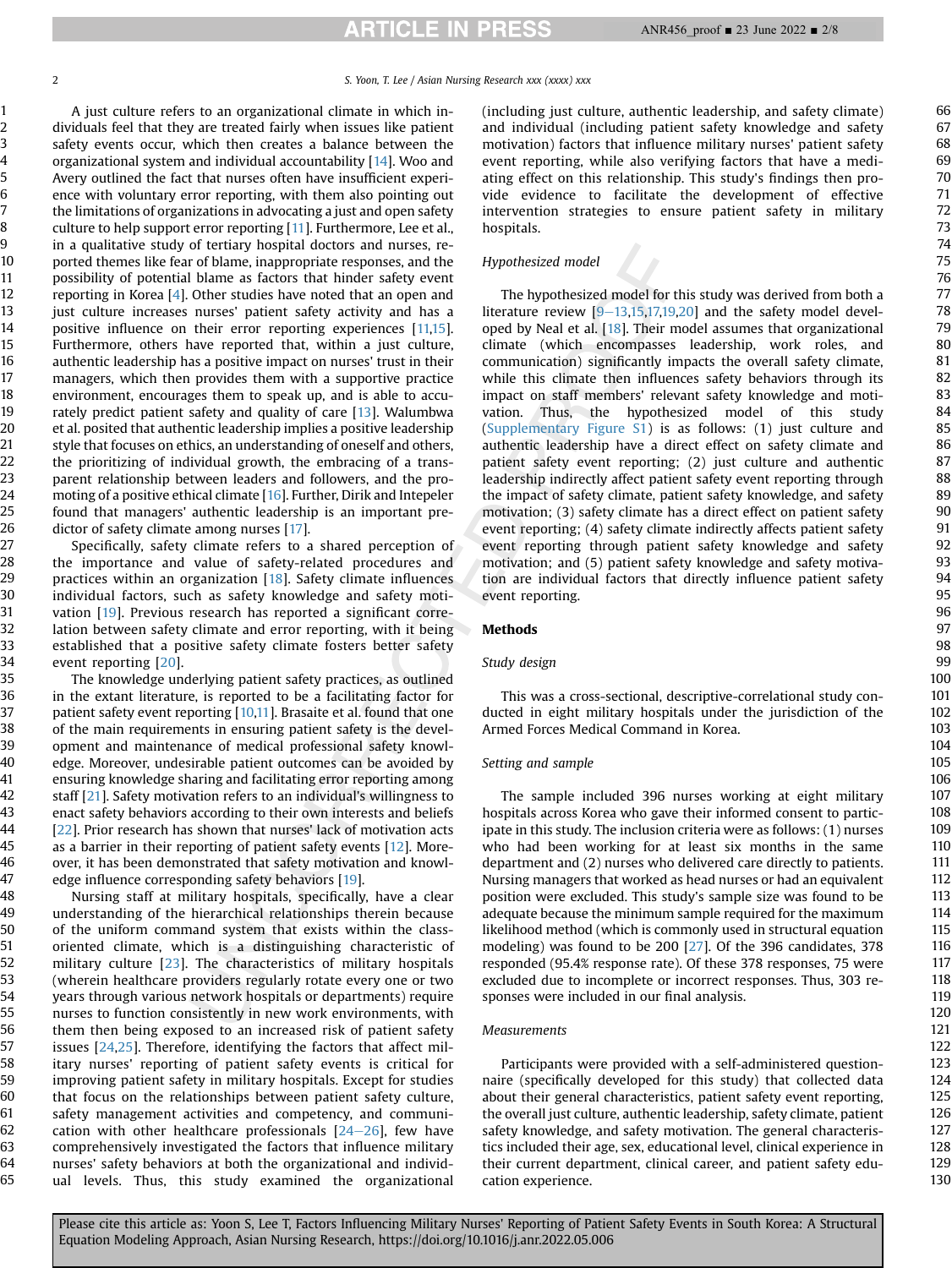A just culture refers to an organizational climate in which individuals feel that they are treated fairly when issues like patient safety events occur, which then creates a balance between the organizational system and individual accountability [14]. Woo and Avery outlined the fact that nurses often have insufficient experience with voluntary error reporting, with them also pointing out the limitations of organizations in advocating a just and open safety culture to help support error reporting [11]. Furthermore, Lee et al., in a qualitative study of tertiary hospital doctors and nurses, reported themes like fear of blame, inappropriate responses, and the possibility of potential blame as factors that hinder safety event reporting in Korea [4]. Other studies have noted that an open and just culture increases nurses' patient safety activity and has a positive influence on their error reporting experiences [11,15]. Furthermore, others have reported that, within a just culture, authentic leadership has a positive impact on nurses' trust in their managers, which then provides them with a supportive practice environment, encourages them to speak up, and is able to accurately predict patient safety and quality of care [13]. Walumbwa et al. posited that authentic leadership implies a positive leadership style that focuses on ethics, an understanding of oneself and others, the prioritizing of individual growth, the embracing of a transparent relationship between leaders and followers, and the promoting of a positive ethical climate [16]. Further, Dirik and Intepeler found that managers' authentic leadership is an important predictor of safety climate among nurses [17].

Specifically, safety climate refers to a shared perception of the importance and value of safety-related procedures and practices within an organization [18]. Safety climate influences individual factors, such as safety knowledge and safety motivation [19]. Previous research has reported a significant correlation between safety climate and error reporting, with it being established that a positive safety climate fosters better safety event reporting [20].

The knowledge underlying patient safety practices, as outlined in the extant literature, is reported to be a facilitating factor for patient safety event reporting [10,11]. Brasaite et al. found that one of the main requirements in ensuring patient safety is the development and maintenance of medical professional safety knowledge. Moreover, undesirable patient outcomes can be avoided by ensuring knowledge sharing and facilitating error reporting among staff [21]. Safety motivation refers to an individual's willingness to enact safety behaviors according to their own interests and beliefs [22]. Prior research has shown that nurses' lack of motivation acts as a barrier in their reporting of patient safety events [12]. Moreover, it has been demonstrated that safety motivation and knowledge influence corresponding safety behaviors [19].

Nursing staff at military hospitals, specifically, have a clear understanding of the hierarchical relationships therein because of the uniform command system that exists within the class-oriented climate, which is a distinguishing characteristic of military culture [23]. The characteristics of military hospitals (wherein healthcare providers regularly rotate every one or two years through various network hospitals or departments) require nurses to function consistently in new work environments, with them then being exposed to an increased risk of patient safety issues [24,25]. Therefore, identifying the factors that affect military nurses' reporting of patient safety events is critical for improving patient safety in military hospitals. Except for studies that focus on the relationships between patient safety culture, safety management activities and competency, and communication with other healthcare professionals [24–26], few have comprehensively investigated the factors that influence military nurses' safety behaviors at both the organizational and individual levels. Thus, this study examined the organizational (including just culture, authentic leadership, and safety climate) and individual (including patient safety knowledge and safety motivation) factors that influence military nurses' patient safety event reporting, while also verifying factors that have a mediating effect on this relationship. This study's findings then provide evidence to facilitate the development of effective intervention strategies to ensure patient safety in military hospitals.

### Hypothesized model

The hypothesized model for this study was derived from both a literature review [9–13,15,17,19,20] and the safety model developed by Neal et al. [18]. Their model assumes that organizational climate (which encompasses leadership, work roles, and communication) significantly impacts the overall safety climate, while this climate then influences safety behaviors through its impact on staff members' relevant safety knowledge and motivation. Thus, the hypothesized model of this study (Supplementary Figure S1) is as follows: (1) just culture and authentic leadership have a direct effect on safety climate and patient safety event reporting; (2) just culture and authentic leadership indirectly affect patient safety event reporting through the impact of safety climate, patient safety knowledge, and safety motivation; (3) safety climate has a direct effect on patient safety event reporting; (4) safety climate indirectly affects patient safety event reporting through patient safety knowledge and safety motivation; and (5) patient safety knowledge and safety motivation are individual factors that directly influence patient safety event reporting.

## Methods

### Study design

This was a cross-sectional, descriptive-correlational study conducted in eight military hospitals under the jurisdiction of the Armed Forces Medical Command in Korea.

### Setting and sample

The sample included 396 nurses working at eight military hospitals across Korea who gave their informed consent to participate in this study. The inclusion criteria were as follows: (1) nurses who had been working for at least six months in the same department and (2) nurses who delivered care directly to patients. Nursing managers that worked as head nurses or had an equivalent position were excluded. This study's sample size was found to be adequate because the minimum sample required for the maximum likelihood method (which is commonly used in structural equation modeling) was found to be 200 [27]. Of the 396 candidates, 378 responded (95.4% response rate). Of these 378 responses, 75 were excluded due to incomplete or incorrect responses. Thus, 303 responses were included in our final analysis.

### Measurements

Participants were provided with a self-administered questionnaire (specifically developed for this study) that collected data about their general characteristics, patient safety event reporting, the overall just culture, authentic leadership, safety climate, patient safety knowledge, and safety motivation. The general characteristics included their age, sex, educational level, clinical experience in their current department, clinical career, and patient safety education experience.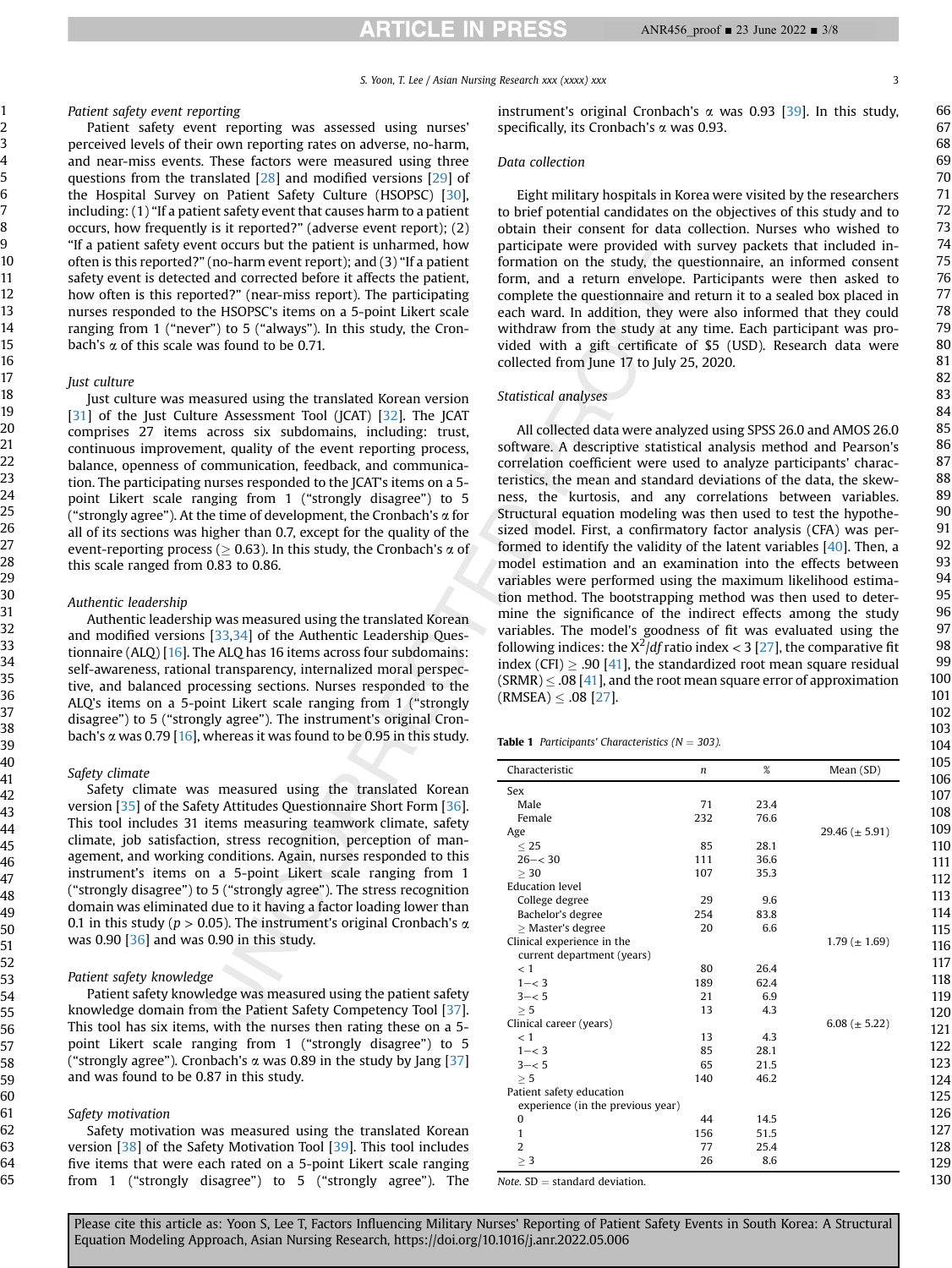### Patient safety event reporting

Patient safety event reporting was assessed using nurses' perceived levels of their own reporting rates on adverse, no-harm, and near-miss events. These factors were measured using three questions from the translated [28] and modified versions [29] of the Hospital Survey on Patient Safety Culture (HSOPSC) [30], including: (1) "If a patient safety event that causes harm to a patient occurs, how frequently is it reported?" (adverse event report); (2) "If a patient safety event occurs but the patient is unharmed, how often is this reported?" (no-harm event report); and (3) "If a patient safety event is detected and corrected before it affects the patient, how often is this reported?" (near-miss report). The participating nurses responded to the HSOPSC's items on a 5-point Likert scale ranging from 1 ("never") to 5 ("always"). In this study, the Cronbach's $\alpha$ of this scale was found to be 0.71.

### Just culture

Just culture was measured using the translated Korean version [31] of the Just Culture Assessment Tool (JCAT) [32]. The JCAT comprises 27 items across six subdomains, including: trust, continuous improvement, quality of the event reporting process, balance, openness of communication, feedback, and communication. The participating nurses responded to the JCAT's items on a 5-point Likert scale ranging from 1 ("strongly disagree") to 5 ("strongly agree"). At the time of development, the Cronbach's $\alpha$ for all of its sections was higher than 0.7, except for the quality of the event-reporting process ($\geq$ 0.63). In this study, the Cronbach's $\alpha$ of this scale ranged from 0.83 to 0.86.

### Authentic leadership

Authentic leadership was measured using the translated Korean and modified versions [33,34] of the Authentic Leadership Questionnaire (ALQ) [16]. The ALQ has 16 items across four subdomains: self-awareness, rational transparency, internalized moral perspective, and balanced processing sections. Nurses responded to the ALQ's items on a 5-point Likert scale ranging from 1 ("strongly disagree") to 5 ("strongly agree"). The instrument's original Cronbach's $\alpha$ was 0.79 [16], whereas it was found to be 0.95 in this study.

### Safety climate

Safety climate was measured using the translated Korean version [35] of the Safety Attitudes Questionnaire Short Form [36]. This tool includes 31 items measuring teamwork climate, safety climate, job satisfaction, stress recognition, perception of management, and working conditions. Again, nurses responded to this instrument's items on a 5-point Likert scale ranging from 1 ("strongly disagree") to 5 ("strongly agree"). The stress recognition domain was eliminated due to it having a factor loading lower than 0.1 in this study ($p > 0.05$). The instrument's original Cronbach's $\alpha$ was 0.90 [36] and was 0.90 in this study.

### Patient safety knowledge

Patient safety knowledge was measured using the patient safety knowledge domain from the Patient Safety Competency Tool [37]. This tool has six items, with the nurses then rating these on a 5-point Likert scale ranging from 1 ("strongly disagree") to 5 ("strongly agree"). Cronbach's $\alpha$ was 0.89 in the study by Jang [37] and was found to be 0.87 in this study.

### Safety motivation

Safety motivation was measured using the translated Korean version [38] of the Safety Motivation Tool [39]. This tool includes five items that were each rated on a 5-point Likert scale ranging from 1 ("strongly disagree") to 5 ("strongly agree"). The instrument's original Cronbach's $\alpha$ was 0.93 [39]. In this study, specifically, its Cronbach's $\alpha$ was 0.93.

### Data collection

Eight military hospitals in Korea were visited by the researchers to brief potential candidates on the objectives of this study and to obtain their consent for data collection. Nurses who wished to participate were provided with survey packets that included information on the study, the questionnaire, an informed consent form, and a return envelope. Participants were then asked to complete the questionnaire and return it to a sealed box placed in each ward. In addition, they were also informed that they could withdraw from the study at any time. Each participant was provided with a gift certificate of \$5 (USD). Research data were collected from June 17 to July 25, 2020.

### Statistical analyses

All collected data were analyzed using SPSS 26.0 and AMOS 26.0 software. A descriptive statistical analysis method and Pearson's correlation coefficient were used to analyze participants' characteristics, the mean and standard deviations of the data, the skewness, the kurtosis, and any correlations between variables. Structural equation modeling was then used to test the hypothesized model. First, a confirmatory factor analysis (CFA) was performed to identify the validity of the latent variables [40]. Then, a model estimation and an examination into the effects between variables were performed using the maximum likelihood estimation method. The bootstrapping method was then used to determine the significance of the indirect effects among the study variables. The model's goodness of fit was evaluated using the following indices: the $X^2/df$ ratio index < 3 [27], the comparative fit index (CFI) $\geq$ .90 [41], the standardized root mean square residual (SRMR) $\leq$ .08 [41], and the root mean square error of approximation (RMSEA) $\leq$ .08 [27].

**Table 1** *Participants' Characteristics (N = 303).*

| Characteristic | n | % | Mean (SD) |
|---|---|---|---|
| Sex | | | |
| Male | 71 | 23.4 | |
| Female | 232 | 76.6 | |
| Age | | | 29.46 (± 5.91) |
| ≤ 25 | 85 | 28.1 | |
| 26–< 30 | 111 | 36.6 | |
| ≥ 30 | 107 | 35.3 | |
| Education level | | | |
| College degree | 29 | 9.6 | |
| Bachelor's degree | 254 | 83.8 | |
| ≥ Master's degree | 20 | 6.6 | |
| Clinical experience in the current department (years) | | | 1.79 (± 1.69) |
| < 1 | 80 | 26.4 | |
| 1–< 3 | 189 | 62.4 | |
| 3–< 5 | 21 | 6.9 | |
| ≥ 5 | 13 | 4.3 | |
| Clinical career (years) | | | 6.08 (± 5.22) |
| < 1 | 13 | 4.3 | |
| 1–< 3 | 85 | 28.1 | |
| 3–< 5 | 65 | 21.5 | |
| ≥ 5 | 140 | 46.2 | |
| Patient safety education experience (in the previous year) | | | |
| 0 | 44 | 14.5 | |
| 1 | 156 | 51.5 | |
| 2 | 77 | 25.4 | |
| ≥ 3 | 26 | 8.6 | |

*Note.* SD = standard deviation.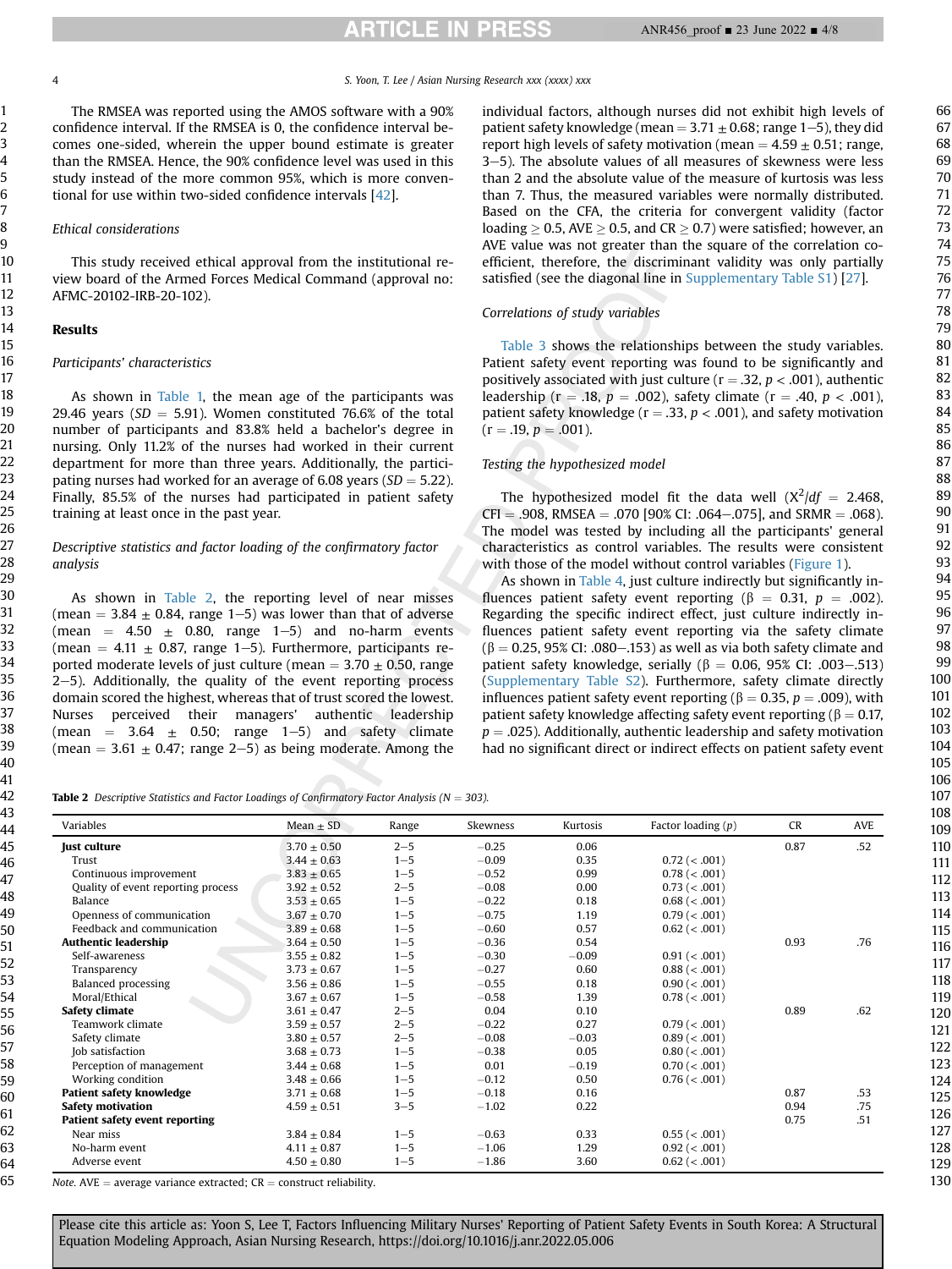The RMSEA was reported using the AMOS software with a 90% confidence interval. If the RMSEA is 0, the confidence interval becomes one-sided, wherein the upper bound estimate is greater than the RMSEA. Hence, the 90% confidence level was used in this study instead of the more common 95%, which is more conventional for use within two-sided confidence intervals [42].

*Ethical considerations*

This study received ethical approval from the institutional review board of the Armed Forces Medical Command (approval no: AFMC-20102-IRB-20-102).

## Results

*Participants' characteristics*

As shown in Table 1, the mean age of the participants was 29.46 years (*SD* = 5.91). Women constituted 76.6% of the total number of participants and 83.8% held a bachelor's degree in nursing. Only 11.2% of the nurses had worked in their current department for more than three years. Additionally, the participating nurses had worked for an average of 6.08 years (*SD* = 5.22). Finally, 85.5% of the nurses had participated in patient safety training at least once in the past year.

*Descriptive statistics and factor loading of the confirmatory factor analysis*

As shown in Table 2, the reporting level of near misses (mean = 3.84 ± 0.84, range 1−5) was lower than that of adverse (mean = 4.50 ± 0.80, range 1−5) and no-harm events (mean = 4.11 ± 0.87, range 1−5). Furthermore, participants reported moderate levels of just culture (mean = 3.70 ± 0.50, range 2−5). Additionally, the quality of the event reporting process domain scored the highest, whereas that of trust scored the lowest. Nurses perceived their managers' authentic leadership (mean = 3.64 ± 0.50; range 1−5) and safety climate (mean = 3.61 ± 0.47; range 2−5) as being moderate. Among the individual factors, although nurses did not exhibit high levels of patient safety knowledge (mean = 3.71 ± 0.68; range 1−5), they did report high levels of safety motivation (mean = 4.59 ± 0.51; range, 3−5). The absolute values of all measures of skewness were less than 2 and the absolute value of the measure of kurtosis was less than 7. Thus, the measured variables were normally distributed. Based on the CFA, the criteria for convergent validity (factor loading ≥ 0.5, AVE ≥ 0.5, and CR ≥ 0.7) were satisfied; however, an AVE value was not greater than the square of the correlation coefficient, therefore, the discriminant validity was only partially satisfied (see the diagonal line in Supplementary Table S1) [27].

*Correlations of study variables*

Table 3 shows the relationships between the study variables. Patient safety event reporting was found to be significantly and positively associated with just culture (r = .32, $p < .001$), authentic leadership (r = .18, $p = .002$), safety climate (r = .40, $p < .001$), patient safety knowledge (r = .33, $p < .001$), and safety motivation (r = .19, $p = .001$).

*Testing the hypothesized model*

The hypothesized model fit the data well ($X^2/df$ = 2.468, CFI = .908, RMSEA = .070 [90% CI: .064−.075], and SRMR = .068). The model was tested by including all the participants' general characteristics as control variables. The results were consistent with those of the model without control variables (Figure 1).

As shown in Table 4, just culture indirectly but significantly influences patient safety event reporting (β = 0.31, $p = .002$). Regarding the specific indirect effect, just culture indirectly influences patient safety event reporting via the safety climate (β = 0.25, 95% CI: .080−.153) as well as via both safety climate and patient safety knowledge, serially (β = 0.06, 95% CI: .003−.513) (Supplementary Table S2). Furthermore, safety climate directly influences patient safety event reporting (β = 0.35, $p = .009$), with patient safety knowledge affecting safety event reporting (β = 0.17, $p = .025$). Additionally, authentic leadership and safety motivation had no significant direct or indirect effects on patient safety event

**Table 2** *Descriptive Statistics and Factor Loadings of Confirmatory Factor Analysis (N = 303).*

| Variables | Mean ± SD | Range | Skewness | Kurtosis | Factor loading (*p*) | CR | AVE |
|---|---|---|---|---|---|---|---|
| **Just culture** | 3.70 ± 0.50 | 2−5 | −0.25 | 0.06 | | 0.87 | .52 |
| Trust | 3.44 ± 0.63 | 1−5 | −0.09 | 0.35 | 0.72 (< .001) | | |
| Continuous improvement | 3.83 ± 0.65 | 1−5 | −0.52 | 0.99 | 0.78 (< .001) | | |
| Quality of event reporting process | 3.92 ± 0.52 | 2−5 | −0.08 | 0.00 | 0.73 (< .001) | | |
| Balance | 3.53 ± 0.65 | 1−5 | −0.22 | 0.18 | 0.68 (< .001) | | |
| Openness of communication | 3.67 ± 0.70 | 1−5 | −0.75 | 1.19 | 0.79 (< .001) | | |
| Feedback and communication | 3.89 ± 0.68 | 1−5 | −0.60 | 0.57 | 0.62 (< .001) | | |
| **Authentic leadership** | 3.64 ± 0.50 | 1−5 | −0.36 | 0.54 | | 0.93 | .76 |
| Self-awareness | 3.55 ± 0.82 | 1−5 | −0.30 | −0.09 | 0.91 (< .001) | | |
| Transparency | 3.73 ± 0.67 | 1−5 | −0.27 | 0.60 | 0.88 (< .001) | | |
| Balanced processing | 3.56 ± 0.86 | 1−5 | −0.55 | 0.18 | 0.90 (< .001) | | |
| Moral/Ethical | 3.67 ± 0.67 | 1−5 | −0.58 | 1.39 | 0.78 (< .001) | | |
| **Safety climate** | 3.61 ± 0.47 | 2−5 | 0.04 | 0.10 | | 0.89 | .62 |
| Teamwork climate | 3.59 ± 0.57 | 2−5 | −0.22 | 0.27 | 0.79 (< .001) | | |
| Safety climate | 3.80 ± 0.57 | 2−5 | −0.08 | −0.03 | 0.89 (< .001) | | |
| Job satisfaction | 3.68 ± 0.73 | 1−5 | −0.38 | 0.05 | 0.80 (< .001) | | |
| Perception of management | 3.44 ± 0.68 | 1−5 | 0.01 | −0.19 | 0.70 (< .001) | | |
| Working condition | 3.48 ± 0.66 | 1−5 | −0.12 | 0.50 | 0.76 (< .001) | | |
| **Patient safety knowledge** | 3.71 ± 0.68 | 1−5 | −0.18 | 0.16 | | 0.87 | .53 |
| **Safety motivation** | 4.59 ± 0.51 | 3−5 | −1.02 | 0.22 | | 0.94 | .75 |
| **Patient safety event reporting** | | | | | | 0.75 | .51 |
| Near miss | 3.84 ± 0.84 | 1−5 | −0.63 | 0.33 | 0.55 (< .001) | | |
| No-harm event | 4.11 ± 0.87 | 1−5 | −1.06 | 1.29 | 0.92 (< .001) | | |
| Adverse event | 4.50 ± 0.80 | 1−5 | −1.86 | 3.60 | 0.62 (< .001) | | |

*Note.* AVE = average variance extracted; CR = construct reliability.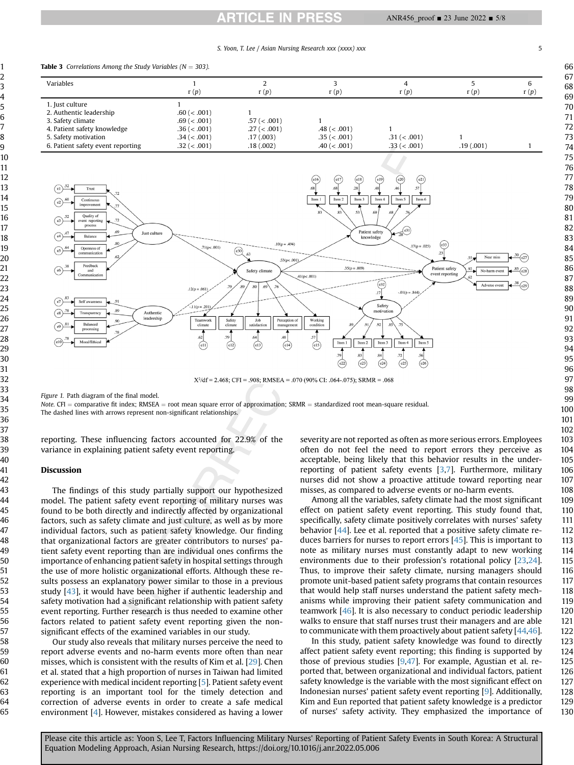**Table 3** *Correlations Among the Study Variables (N = 303).*

| Variables | 1<br>r (p) | 2<br>r (p) | 3<br>r (p) | 4<br>r (p) | 5<br>r (p) | 6<br>r (p) |
|---|---|---|---|---|---|---|
| 1. Just culture | 1 | | | | | |
| 2. Authentic leadership | .60 (< .001) | 1 | | | | |
| 3. Safety climate | .69 (< .001) | .57 (< .001) | 1 | | | |
| 4. Patient safety knowledge | .36 (< .001) | .27 (< .001) | .48 (< .001) | 1 | | |
| 5. Safety motivation | .34 (< .001) | .17 (.003) | .35 (< .001) | .31 (< .001) | 1 | |
| 6. Patient safety event reporting | .32 (< .001) | .18 (.002) | .40 (< .001) | .33 (< .001) | .19 (.001) | 1 |

$X^2$/df = 2.468; CFI = .908; RMSEA = .070 (90% CI: .064-.075); SRMR = .068

*Figure 1.* Path diagram of the final model.
*Note.* CFI = comparative fit index; RMSEA = root mean square error of approximation; SRMR = standardized root mean-square residual.
The dashed lines with arrows represent non-significant relationships.

reporting. These influencing factors accounted for 22.9% of the variance in explaining patient safety event reporting.

## Discussion

The findings of this study partially support our hypothesized model. The patient safety event reporting of military nurses was found to be both directly and indirectly affected by organizational factors, such as safety climate and just culture, as well as by more individual factors, such as patient safety knowledge. Our finding that organizational factors are greater contributors to nurses' patient safety event reporting than are individual ones confirms the importance of enhancing patient safety in hospital settings through the use of more holistic organizational efforts. Although these results possess an explanatory power similar to those in a previous study [43], it would have been higher if authentic leadership and safety motivation had a significant relationship with patient safety event reporting. Further research is thus needed to examine other factors related to patient safety event reporting given the non-significant effects of the examined variables in our study.

Our study also reveals that military nurses perceive the need to report adverse events and no-harm events more often than near misses, which is consistent with the results of Kim et al. [29]. Chen et al. stated that a high proportion of nurses in Taiwan had limited experience with medical incident reporting [5]. Patient safety event reporting is an important tool for the timely detection and correction of adverse events in order to create a safe medical environment [4]. However, mistakes considered as having a lower severity are not reported as often as more serious errors. Employees often do not feel the need to report errors they perceive as acceptable, being likely that this behavior results in the underreporting of patient safety events [3,7]. Furthermore, military nurses did not show a proactive attitude toward reporting near misses, as compared to adverse events or no-harm events.

Among all the variables, safety climate had the most significant effect on patient safety event reporting. This study found that, specifically, safety climate positively correlates with nurses' safety behavior [44]. Lee et al. reported that a positive safety climate reduces barriers for nurses to report errors [45]. This is important to note as military nurses must constantly adapt to new working environments due to their profession's rotational policy [23,24]. Thus, to improve their safety climate, nursing managers should promote unit-based patient safety programs that contain resources that would help staff nurses understand the patient safety mechanisms while improving their patient safety communication and teamwork [46]. It is also necessary to conduct periodic leadership walks to ensure that staff nurses trust their managers and are able to communicate with them proactively about patient safety [44,46].

In this study, patient safety knowledge was found to directly affect patient safety event reporting; this finding is supported by those of previous studies [9,47]. For example, Agustian et al. reported that, between organizational and individual factors, patient safety knowledge is the variable with the most significant effect on Indonesian nurses' patient safety event reporting [9]. Additionally, Kim and Eun reported that patient safety knowledge is a predictor of nurses' safety activity. They emphasized the importance of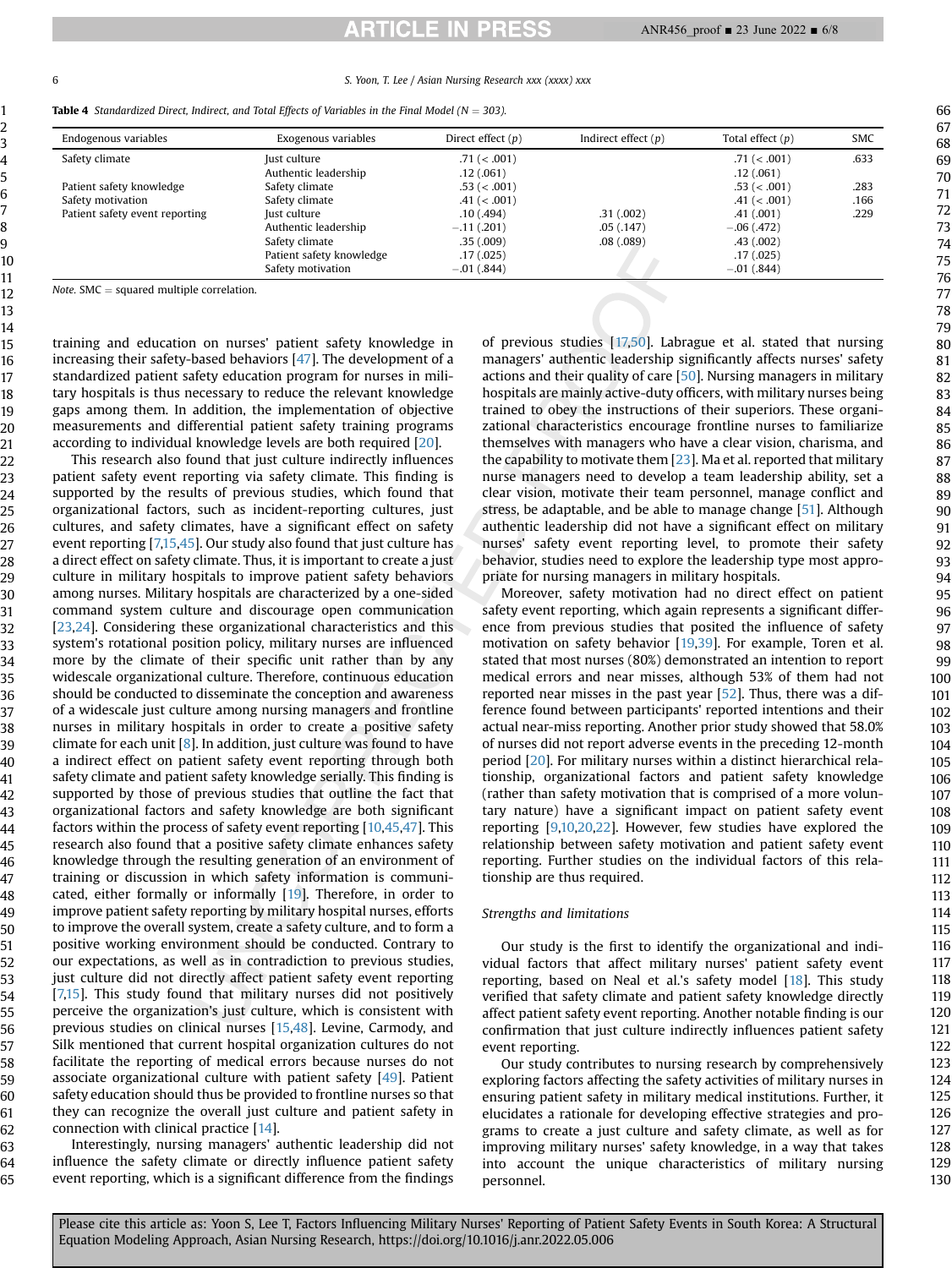**Table 4** *Standardized Direct, Indirect, and Total Effects of Variables in the Final Model (N = 303).*

| Endogenous variables | Exogenous variables | Direct effect (*p*) | Indirect effect (*p*) | Total effect (*p*) | SMC |
|---|---|---|---|---|---|
| Safety climate | Just culture | .71 (< .001) | | .71 (< .001) | .633 |
| | Authentic leadership | .12 (.061) | | .12 (.061) | |
| Patient safety knowledge | Safety climate | .53 (< .001) | | .53 (< .001) | .283 |
| Safety motivation | Safety climate | .41 (< .001) | | .41 (< .001) | .166 |
| Patient safety event reporting | Just culture | .10 (.494) | .31 (.002) | .41 (.001) | .229 |
| | Authentic leadership | −.11 (.201) | .05 (.147) | −.06 (.472) | |
| | Safety climate | .35 (.009) | .08 (.089) | .43 (.002) | |
| | Patient safety knowledge | .17 (.025) | | .17 (.025) | |
| | Safety motivation | −.01 (.844) | | −.01 (.844) | |

*Note.* SMC = squared multiple correlation.

training and education on nurses' patient safety knowledge in increasing their safety-based behaviors [47]. The development of a standardized patient safety education program for nurses in military hospitals is thus necessary to reduce the relevant knowledge gaps among them. In addition, the implementation of objective measurements and differential patient safety training programs according to individual knowledge levels are both required [20].

This research also found that just culture indirectly influences patient safety event reporting via safety climate. This finding is supported by the results of previous studies, which found that organizational factors, such as incident-reporting cultures, just cultures, and safety climates, have a significant effect on safety event reporting [7,15,45]. Our study also found that just culture has a direct effect on safety climate. Thus, it is important to create a just culture in military hospitals to improve patient safety behaviors among nurses. Military hospitals are characterized by a one-sided command system culture and discourage open communication [23,24]. Considering these organizational characteristics and this system's rotational position policy, military nurses are influenced more by the climate of their specific unit rather than by any widescale organizational culture. Therefore, continuous education should be conducted to disseminate the conception and awareness of a widescale just culture among nursing managers and frontline nurses in military hospitals in order to create a positive safety climate for each unit [8]. In addition, just culture was found to have a indirect effect on patient safety event reporting through both safety climate and patient safety knowledge serially. This finding is supported by those of previous studies that outline the fact that organizational factors and safety knowledge are both significant factors within the process of safety event reporting [10,45,47]. This research also found that a positive safety climate enhances safety knowledge through the resulting generation of an environment of training or discussion in which safety information is communicated, either formally or informally [19]. Therefore, in order to improve patient safety reporting by military hospital nurses, efforts to improve the overall system, create a safety culture, and to form a positive working environment should be conducted. Contrary to our expectations, as well as in contradiction to previous studies, just culture did not directly affect patient safety event reporting [7,15]. This study found that military nurses did not positively perceive the organization's just culture, which is consistent with previous studies on clinical nurses [15,48]. Levine, Carmody, and Silk mentioned that current hospital organization cultures do not facilitate the reporting of medical errors because nurses do not associate organizational culture with patient safety [49]. Patient safety education should thus be provided to frontline nurses so that they can recognize the overall just culture and patient safety in connection with clinical practice [14].

Interestingly, nursing managers' authentic leadership did not influence the safety climate or directly influence patient safety event reporting, which is a significant difference from the findings of previous studies [17,50]. Labrague et al. stated that nursing managers' authentic leadership significantly affects nurses' safety actions and their quality of care [50]. Nursing managers in military hospitals are mainly active-duty officers, with military nurses being trained to obey the instructions of their superiors. These organizational characteristics encourage frontline nurses to familiarize themselves with managers who have a clear vision, charisma, and the capability to motivate them [23]. Ma et al. reported that military nurse managers need to develop a team leadership ability, set a clear vision, motivate their team personnel, manage conflict and stress, be adaptable, and be able to manage change [51]. Although authentic leadership did not have a significant effect on military nurses' safety event reporting level, to promote their safety behavior, studies need to explore the leadership type most appropriate for nursing managers in military hospitals.

Moreover, safety motivation had no direct effect on patient safety event reporting, which again represents a significant difference from previous studies that posited the influence of safety motivation on safety behavior [19,39]. For example, Toren et al. stated that most nurses (80%) demonstrated an intention to report medical errors and near misses, although 53% of them had not reported near misses in the past year [52]. Thus, there was a difference found between participants' reported intentions and their actual near-miss reporting. Another prior study showed that 58.0% of nurses did not report adverse events in the preceding 12-month period [20]. For military nurses within a distinct hierarchical relationship, organizational factors and patient safety knowledge (rather than safety motivation that is comprised of a more voluntary nature) have a significant impact on patient safety event reporting [9,10,20,22]. However, few studies have explored the relationship between safety motivation and patient safety event reporting. Further studies on the individual factors of this relationship are thus required.

*Strengths and limitations*

Our study is the first to identify the organizational and individual factors that affect military nurses' patient safety event reporting, based on Neal et al.'s safety model [18]. This study verified that safety climate and patient safety knowledge directly affect patient safety event reporting. Another notable finding is our confirmation that just culture indirectly influences patient safety event reporting.

Our study contributes to nursing research by comprehensively exploring factors affecting the safety activities of military nurses in ensuring patient safety in military medical institutions. Further, it elucidates a rationale for developing effective strategies and programs to create a just culture and safety climate, as well as for improving military nurses' safety knowledge, in a way that takes into account the unique characteristics of military nursing personnel.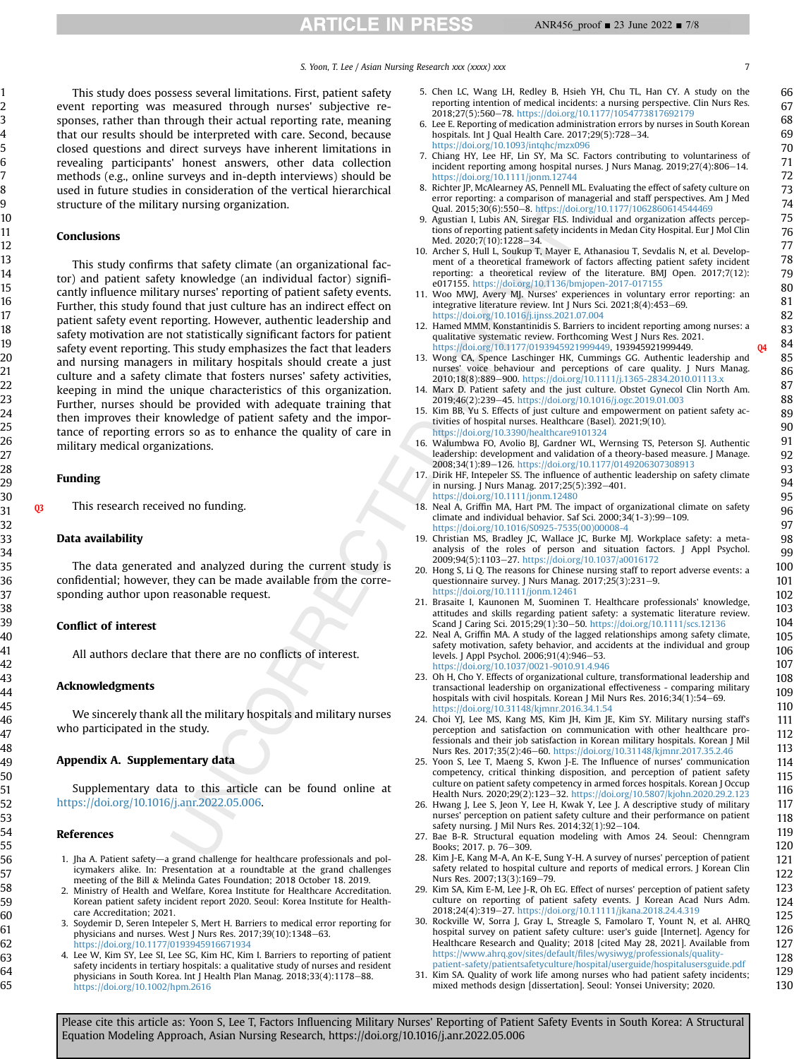This study does possess several limitations. First, patient safety event reporting was measured through nurses' subjective responses, rather than through their actual reporting rate, meaning that our results should be interpreted with care. Second, because closed questions and direct surveys have inherent limitations in revealing participants' honest answers, other data collection methods (e.g., online surveys and in-depth interviews) should be used in future studies in consideration of the vertical hierarchical structure of the military nursing organization.

## Conclusions

This study confirms that safety climate (an organizational factor) and patient safety knowledge (an individual factor) significantly influence military nurses' reporting of patient safety events. Further, this study found that just culture has an indirect effect on patient safety event reporting. However, authentic leadership and safety motivation are not statistically significant factors for patient safety event reporting. This study emphasizes the fact that leaders and nursing managers in military hospitals should create a just culture and a safety climate that fosters nurses' safety activities, keeping in mind the unique characteristics of this organization. Further, nurses should be provided with adequate training that then improves their knowledge of patient safety and the importance of reporting errors so as to enhance the quality of care in military medical organizations.

## Funding

This research received no funding.

## Data availability

The data generated and analyzed during the current study is confidential; however, they can be made available from the corresponding author upon reasonable request.

## Conflict of interest

All authors declare that there are no conflicts of interest.

## Acknowledgments

We sincerely thank all the military hospitals and military nurses who participated in the study.

## Appendix A. Supplementary data

Supplementary data to this article can be found online at https://doi.org/10.1016/j.anr.2022.05.006.

## References

1. Jha A. Patient safety—a grand challenge for healthcare professionals and policymakers alike. In: Presentation at a roundtable at the grand challenges meeting of the Bill & Melinda Gates Foundation; 2018 October 18. 2019.
2. Ministry of Health and Welfare, Korea Institute for Healthcare Accreditation. Korean patient safety incident report 2020. Seoul: Korea Institute for Healthcare Accreditation; 2021.
3. Soydemir D, Seren Intepeler S, Mert H. Barriers to medical error reporting for physicians and nurses. West J Nurs Res. 2017;39(10):1348–63. https://doi.org/10.1177/0193945916671934
4. Lee W, Kim SY, Lee SI, Lee SG, Kim HC, Kim I. Barriers to reporting of patient safety incidents in tertiary hospitals: a qualitative study of nurses and resident physicians in South Korea. Int J Health Plan Manag. 2018;33(4):1178–88. https://doi.org/10.1002/hpm.2616
5. Chen LC, Wang LH, Redley B, Hsieh YH, Chu TL, Han CY. A study on the reporting intention of medical incidents: a nursing perspective. Clin Nurs Res. 2018;27(5):560–78. https://doi.org/10.1177/1054773817692179
6. Lee E. Reporting of medication administration errors by nurses in South Korean hospitals. Int J Qual Health Care. 2017;29(5):728–34. https://doi.org/10.1093/intqhc/mzx096
7. Chiang HY, Lee HF, Lin SY, Ma SC. Factors contributing to voluntariness of incident reporting among hospital nurses. J Nurs Manag. 2019;27(4):806–14. https://doi.org/10.1111/jonm.12744
8. Richter JP, McAlearney AS, Pennell ML. Evaluating the effect of safety culture on error reporting: a comparison of managerial and staff perspectives. Am J Med Qual. 2015;30(6):550–8. https://doi.org/10.1177/1062860614544469
9. Agustian I, Lubis AN, Siregar FLS. Individual and organization affects perceptions of reporting patient safety incidents in Medan City Hospital. Eur J Mol Clin Med. 2020;7(10):1228–34.
10. Archer S, Hull L, Soukup T, Mayer E, Athanasiou T, Sevdalis N, et al. Development of a theoretical framework of factors affecting patient safety incident reporting: a theoretical review of the literature. BMJ Open. 2017;7(12):e017155. https://doi.org/10.1136/bmjopen-2017-017155
11. Woo MWJ, Avery MJ. Nurses' experiences in voluntary error reporting: an integrative literature review. Int J Nurs Sci. 2021;8(4):453–69. https://doi.org/10.1016/j.ijnss.2021.07.004
12. Hamed MMM, Konstantinidis S. Barriers to incident reporting among nurses: a qualitative systematic review. Forthcoming West J Nurs Res. 2021. https://doi.org/10.1177/0193945921999449, 193945921999449.
13. Wong CA, Spence Laschinger HK, Cummings GG. Authentic leadership and nurses' voice behaviour and perceptions of care quality. J Nurs Manag. 2010;18(8):889–900. https://doi.org/10.1111/j.1365-2834.2010.01113.x
14. Marx D. Patient safety and the just culture. Obstet Gynecol Clin North Am. 2019;46(2):239–45. https://doi.org/10.1016/j.ogc.2019.01.003
15. Kim BB, Yu S. Effects of just culture and empowerment on patient safety activities of hospital nurses. Healthcare (Basel). 2021;9(10). https://doi.org/10.3390/healthcare9101324
16. Walumbwa FO, Avolio BJ, Gardner WL, Wernsing TS, Peterson SJ. Authentic leadership: development and validation of a theory-based measure. J Manage. 2008;34(1):89–126. https://doi.org/10.1177/0149206307308913
17. Dirik HF, Intepeler SS. The influence of authentic leadership on safety climate in nursing. J Nurs Manag. 2017;25(5):392–401. https://doi.org/10.1111/jonm.12480
18. Neal A, Griffin MA, Hart PM. The impact of organizational climate on safety climate and individual behavior. Saf Sci. 2000;34(1-3):99–109. https://doi.org/10.1016/S0925-7535(00)00008-4
19. Christian MS, Bradley JC, Wallace JC, Burke MJ. Workplace safety: a meta-analysis of the roles of person and situation factors. J Appl Psychol. 2009;94(5):1103–27. https://doi.org/10.1037/a0016172
20. Hong S, Li Q. The reasons for Chinese nursing staff to report adverse events: a questionnaire survey. J Nurs Manag. 2017;25(3):231–9. https://doi.org/10.1111/jonm.12461
21. Brasaite I, Kaunonen M, Suominen T. Healthcare professionals' knowledge, attitudes and skills regarding patient safety: a systematic literature review. Scand J Caring Sci. 2015;29(1):30–50. https://doi.org/10.1111/scs.12136
22. Neal A, Griffin MA. A study of the lagged relationships among safety climate, safety motivation, safety behavior, and accidents at the individual and group levels. J Appl Psychol. 2006;91(4):946–53. https://doi.org/10.1037/0021-9010.91.4.946
23. Oh H, Cho Y. Effects of organizational culture, transformational leadership and transactional leadership on organizational effectiveness - comparing military hospitals with civil hospitals. Korean J Mil Nurs Res. 2016;34(1):54–69. https://doi.org/10.31148/kjmnr.2016.34.1.54
24. Choi YJ, Lee MS, Kang MS, Kim JH, Kim JE, Kim SY. Military nursing staff's perception and satisfaction on communication with other healthcare professionals and their job satisfaction in Korean military hospitals. Korean J Mil Nurs Res. 2017;35(2):46–60. https://doi.org/10.31148/kjmnr.2017.35.2.46
25. Yoon S, Lee T, Maeng S, Kwon J-E. The Influence of nurses' communication competency, critical thinking disposition, and perception of patient safety culture on patient safety competency in armed forces hospitals. Korean J Occup Health Nurs. 2020;29(2):123–32. https://doi.org/10.5807/kjohn.2020.29.2.123
26. Hwang J, Lee S, Jeon Y, Lee H, Kwak Y, Lee J. A descriptive study of military nurses' perception on patient safety culture and their performance on patient safety nursing. J Mil Nurs Res. 2014;32(1):92–104.
27. Bae B-R. Structural equation modeling with Amos 24. Seoul: Chenngram Books; 2017. p. 76–309.
28. Kim J-E, Kang M-A, An K-E, Sung Y-H. A survey of nurses' perception of patient safety related to hospital culture and reports of medical errors. J Korean Clin Nurs Res. 2007;13(3):169–79.
29. Kim SA, Kim E-M, Lee J-R, Oh EG. Effect of nurses' perception of patient safety culture on reporting of patient safety events. J Korean Acad Nurs Adm. 2018;24(4):319–27. https://doi.org/10.11111/jkana.2018.24.4.319
30. Rockville W, Sorra J, Gray L, Streagle S, Famolaro T, Yount N, et al. AHRQ hospital survey on patient safety culture: user's guide [Internet]. Agency for Healthcare Research and Quality; 2018 [cited May 28, 2021]. Available from https://www.ahrq.gov/sites/default/files/wysiwyg/professionals/quality-patient-safety/patientsafetyculture/hospital/userguide/hospitalusersguide.pdf
31. Kim SA. Quality of work life among nurses who had patient safety incidents; mixed methods design [dissertation]. Seoul: Yonsei University; 2020.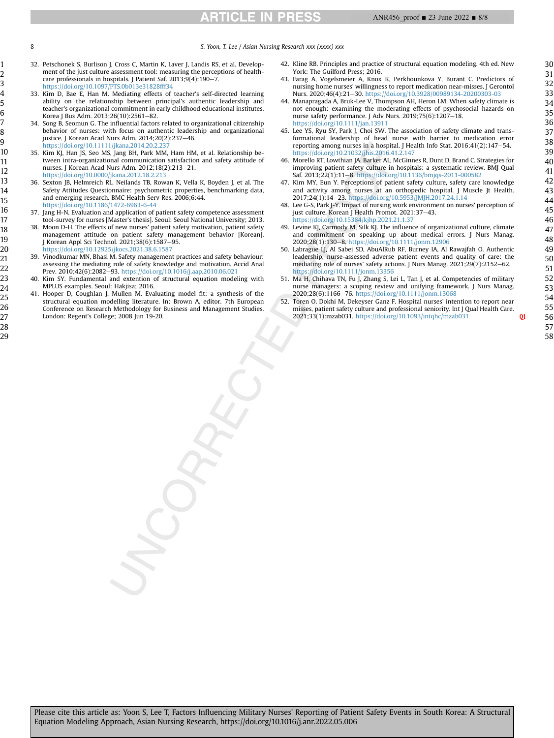32. Petschonek S, Burlison J, Cross C, Martin K, Laver J, Landis RS, et al. Development of the just culture assessment tool: measuring the perceptions of healthcare professionals in hospitals. J Patient Saf. 2013;9(4):190–7. https://doi.org/10.1097/PTS.0b013e31828fff34
33. Kim D, Bae E, Han M. Mediating effects of teacher's self-directed learning ability on the relationship between principal's authentic leadership and teacher's organizational commitment in early childhood educational institutes. Korea J Bus Adm. 2013;26(10):2561–82.
34. Song B, Seomun G. The influential factors related to organizational citizenship behavior of nurses: with focus on authentic leadership and organizational justice. J Korean Acad Nurs Adm. 2014;20(2):237–46. https://doi.org/10.11111/jkana.2014.20.2.237
35. Kim KJ, Han JS, Seo MS, Jang BH, Park MM, Ham HM, et al. Relationship between intra-organizational communication satisfaction and safety attitude of nurses. J Korean Acad Nurs Adm. 2012;18(2):213–21. https://doi.org/10.0000/jkana.2012.18.2.213
36. Sexton JB, Helmreich RL, Neilands TB, Rowan K, Vella K, Boyden J, et al. The Safety Attitudes Questionnaire: psychometric properties, benchmarking data, and emerging research. BMC Health Serv Res. 2006;6:44. https://doi.org/10.1186/1472-6963-6-44
37. Jang H-N. Evaluation and application of patient safety competence assessment tool-survey for nurses [Master's thesis]. Seoul: Seoul National University; 2013.
38. Moon D-H. The effects of new nurses' patient safety motivation, patient safety management attitude on patient safety management behavior [Korean]. J Korean Appl Sci Technol. 2021;38(6):1587–95. https://doi.org/10.12925/jkocs.2021.38.6.1587
39. Vinodkumar MN, Bhasi M. Safety management practices and safety behaviour: assessing the mediating role of safety knowledge and motivation. Accid Anal Prev. 2010;42(6):2082–93. https://doi.org/10.1016/j.aap.2010.06.021
40. Kim SY. Fundamental and extension of structural equation modeling with MPLUS examples. Seoul: Hakjisa; 2016.
41. Hooper D, Coughlan J, Mullen M. Evaluating model fit: a synthesis of the structural equation modelling literature. In: Brown A, editor. 7th European Conference on Research Methodology for Business and Management Studies. London: Regent's College; 2008 Jun 19-20.
42. Kline RB. Principles and practice of structural equation modeling. 4th ed. New York: The Guilford Press; 2016.
43. Farag A, Vogelsmeier A, Knox K, Perkhounkova Y, Burant C. Predictors of nursing home nurses' willingness to report medication near-misses. J Gerontol Nurs. 2020;46(4):21–30. https://doi.org/10.3928/00989134-20200303-03
44. Manapragada A, Bruk-Lee V, Thompson AH, Heron LM. When safety climate is not enough: examining the moderating effects of psychosocial hazards on nurse safety performance. J Adv Nurs. 2019;75(6):1207–18. https://doi.org/10.1111/jan.13911
45. Lee YS, Ryu SY, Park J, Choi SW. The association of safety climate and transformational leadership of head nurse with barrier to medication error reporting among nurses in a hospital. J Health Info Stat. 2016;41(2):147–54. https://doi.org/10.21032/jhis.2016.41.2.147
46. Morello RT, Lowthian JA, Barker AL, McGinnes R, Dunt D, Brand C. Strategies for improving patient safety culture in hospitals: a systematic review. BMJ Qual Saf. 2013;22(1):11–8. https://doi.org/10.1136/bmjqs-2011-000582
47. Kim MY, Eun Y. Perceptions of patient safety culture, safety care knowledge and activity among nurses at an orthopedic hospital. J Muscle Jt Health. 2017;24(1):14–23. https://doi.org/10.5953/JMJH.2017.24.1.14
48. Lee G-S, Park J-Y. Impact of nursing work environment on nurses' perception of just culture. Korean J Health Promot. 2021:37–43. https://doi.org/10.15384/kjhp.2021.21.1.37
49. Levine KJ, Carmody M, Silk KJ. The influence of organizational culture, climate and commitment on speaking up about medical errors. J Nurs Manag. 2020;28(1):130–8. https://doi.org/10.1111/jonm.12906
50. Labrague LJ, Al Sabei SD, AbuAlRub RF, Burney IA, Al Rawajfah O. Authentic leadership, nurse-assessed adverse patient events and quality of care: the mediating role of nurses' safety actions. J Nurs Manag. 2021;29(7):2152–62. https://doi.org/10.1111/jonm.13356
51. Ma H, Chihava TN, Fu J, Zhang S, Lei L, Tan J, et al. Competencies of military nurse managers: a scoping review and unifying framework. J Nurs Manag. 2020;28(6):1166–76. https://doi.org/10.1111/jonm.13068
52. Toren O, Dokhi M, Dekeyser Ganz F. Hospital nurses' intention to report near misses, patient safety culture and professional seniority. Int J Qual Health Care. 2021;33(1):mzab031. https://doi.org/10.1093/intqhc/mzab031